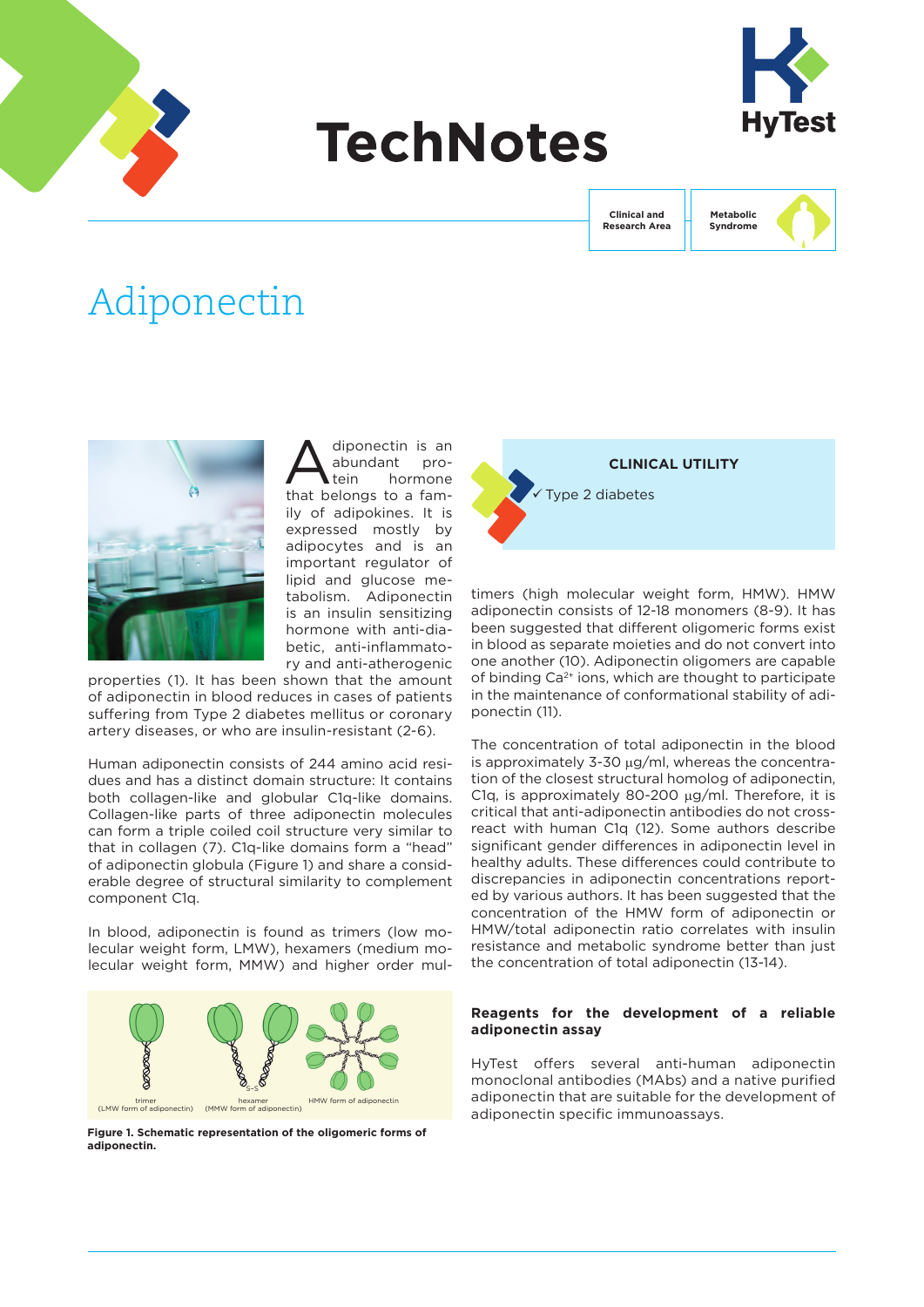# TechNotes

Clinical and Research Area

Metabolic Syndrome

# Adiponectin

Adiponectin is an abundant protein hormone that belongs to a family of adipokines. It is expressed mostly by adipocytes and is an important regulator of lipid and glucose metabolism. Adiponectin is an insulin sensitizing hormone with anti-diabetic, anti-inflammatory and anti-atherogenic properties (1). It has been shown that the amount of adiponectin in blood reduces in cases of patients suffering from Type 2 diabetes mellitus or coronary artery diseases, or who are insulin-resistant (2-6).

Human adiponectin consists of 244 amino acid residues and has a distinct domain structure: It contains both collagen-like and globular C1q-like domains. Collagen-like parts of three adiponectin molecules can form a triple coiled coil structure very similar to that in collagen (7). C1q-like domains form a "head" of adiponectin globula (Figure 1) and share a considerable degree of structural similarity to complement component C1q.

In blood, adiponectin is found as trimers (low molecular weight form, LMW), hexamers (medium molecular weight form, MMW) and higher order multimers (high molecular weight form, HMW). HMW adiponectin consists of 12-18 monomers (8-9). It has been suggested that different oligomeric forms exist in blood as separate moieties and do not convert into one another (10). Adiponectin oligomers are capable of binding $Ca^{2+}$ ions, which are thought to participate in the maintenance of conformational stability of adiponectin (11).

trimer (LMW form of adiponectin) | hexamer (MMW form of adiponectin) | HMW form of adiponectin

**Figure 1. Schematic representation of the oligomeric forms of adiponectin.**

**CLINICAL UTILITY**

✓ Type 2 diabetes

The concentration of total adiponectin in the blood is approximately 3-30 μg/ml, whereas the concentration of the closest structural homolog of adiponectin, C1q, is approximately 80-200 μg/ml. Therefore, it is critical that anti-adiponectin antibodies do not cross-react with human C1q (12). Some authors describe significant gender differences in adiponectin level in healthy adults. These differences could contribute to discrepancies in adiponectin concentrations reported by various authors. It has been suggested that the concentration of the HMW form of adiponectin or HMW/total adiponectin ratio correlates with insulin resistance and metabolic syndrome better than just the concentration of total adiponectin (13-14).

### Reagents for the development of a reliable adiponectin assay

HyTest offers several anti-human adiponectin monoclonal antibodies (MAbs) and a native purified adiponectin that are suitable for the development of adiponectin specific immunoassays.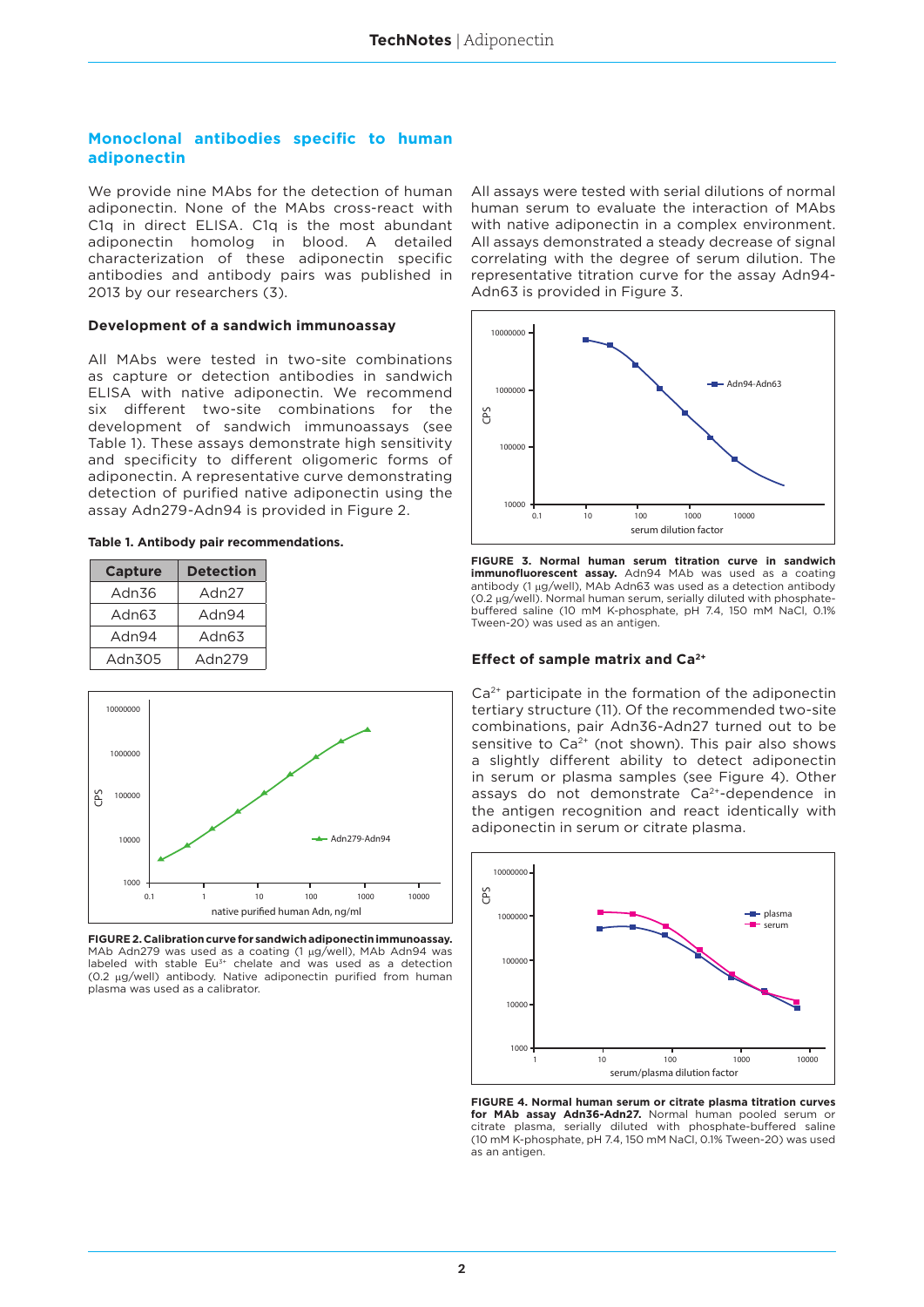## Monoclonal antibodies specific to human adiponectin

We provide nine MAbs for the detection of human adiponectin. None of the MAbs cross-react with C1q in direct ELISA. C1q is the most abundant adiponectin homolog in blood. A detailed characterization of these adiponectin specific antibodies and antibody pairs was published in 2013 by our researchers (3).

### Development of a sandwich immunoassay

All MAbs were tested in two-site combinations as capture or detection antibodies in sandwich ELISA with native adiponectin. We recommend six different two-site combinations for the development of sandwich immunoassays (see Table 1). These assays demonstrate high sensitivity and specificity to different oligomeric forms of adiponectin. A representative curve demonstrating detection of purified native adiponectin using the assay Adn279-Adn94 is provided in Figure 2.

**Table 1. Antibody pair recommendations.**

| Capture | Detection |
|---|---|
| Adn36 | Adn27 |
| Adn63 | Adn94 |
| Adn94 | Adn63 |
| Adn305 | Adn279 |

**FIGURE 2. Calibration curve for sandwich adiponectin immunoassay.** MAb Adn279 was used as a coating (1 µg/well), MAb Adn94 was labeled with stable $Eu^{3+}$ chelate and was used as a detection (0.2 µg/well) antibody. Native adiponectin purified from human plasma was used as a calibrator.

All assays were tested with serial dilutions of normal human serum to evaluate the interaction of MAbs with native adiponectin in a complex environment. All assays demonstrated a steady decrease of signal correlating with the degree of serum dilution. The representative titration curve for the assay Adn94-Adn63 is provided in Figure 3.

**FIGURE 3. Normal human serum titration curve in sandwich immunofluorescent assay.** Adn94 MAb was used as a coating antibody (1 µg/well), MAb Adn63 was used as a detection antibody (0.2 µg/well). Normal human serum, serially diluted with phosphate-buffered saline (10 mM K-phosphate, pH 7.4, 150 mM NaCl, 0.1% Tween-20) was used as an antigen.

### Effect of sample matrix and $Ca^{2+}$

$Ca^{2+}$ participate in the formation of the adiponectin tertiary structure (11). Of the recommended two-site combinations, pair Adn36-Adn27 turned out to be sensitive to $Ca^{2+}$ (not shown). This pair also shows a slightly different ability to detect adiponectin in serum or plasma samples (see Figure 4). Other assays do not demonstrate $Ca^{2+}$-dependence in the antigen recognition and react identically with adiponectin in serum or citrate plasma.

**FIGURE 4. Normal human serum or citrate plasma titration curves for MAb assay Adn36-Adn27.** Normal human pooled serum or citrate plasma, serially diluted with phosphate-buffered saline (10 mM K-phosphate, pH 7.4, 150 mM NaCl, 0.1% Tween-20) was used as an antigen.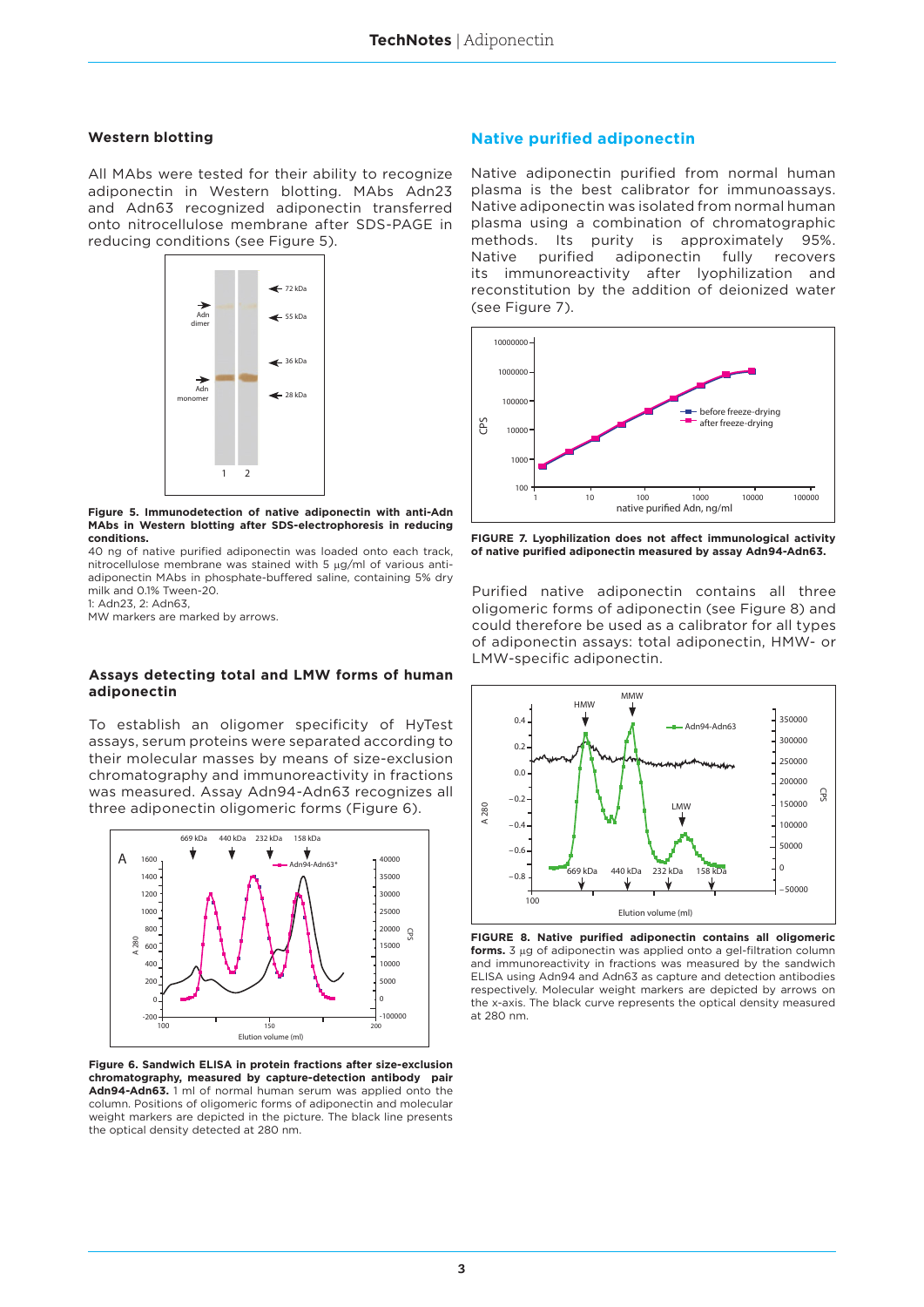### Western blotting

All MAbs were tested for their ability to recognize adiponectin in Western blotting. MAbs Adn23 and Adn63 recognized adiponectin transferred onto nitrocellulose membrane after SDS-PAGE in reducing conditions (see Figure 5).

**Figure 5. Immunodetection of native adiponectin with anti-Adn MAbs in Western blotting after SDS-electrophoresis in reducing conditions.**
40 ng of native purified adiponectin was loaded onto each track, nitrocellulose membrane was stained with 5 μg/ml of various anti-adiponectin MAbs in phosphate-buffered saline, containing 5% dry milk and 0.1% Tween-20.
1: Adn23, 2: Adn63,
MW markers are marked by arrows.

### Assays detecting total and LMW forms of human adiponectin

To establish an oligomer specificity of HyTest assays, serum proteins were separated according to their molecular masses by means of size-exclusion chromatography and immunoreactivity in fractions was measured. Assay Adn94-Adn63 recognizes all three adiponectin oligomeric forms (Figure 6).

**Figure 6. Sandwich ELISA in protein fractions after size-exclusion chromatography, measured by capture-detection antibody pair Adn94-Adn63.** 1 ml of normal human serum was applied onto the column. Positions of oligomeric forms of adiponectin and molecular weight markers are depicted in the picture. The black line presents the optical density detected at 280 nm.

## Native purified adiponectin

Native adiponectin purified from normal human plasma is the best calibrator for immunoassays. Native adiponectin was isolated from normal human plasma using a combination of chromatographic methods. Its purity is approximately 95%. Native purified adiponectin fully recovers its immunoreactivity after lyophilization and reconstitution by the addition of deionized water (see Figure 7).

**FIGURE 7. Lyophilization does not affect immunological activity of native purified adiponectin measured by assay Adn94-Adn63.**

Purified native adiponectin contains all three oligomeric forms of adiponectin (see Figure 8) and could therefore be used as a calibrator for all types of adiponectin assays: total adiponectin, HMW- or LMW-specific adiponectin.

**FIGURE 8. Native purified adiponectin contains all oligomeric forms.** 3 μg of adiponectin was applied onto a gel-filtration column and immunoreactivity in fractions was measured by the sandwich ELISA using Adn94 and Adn63 as capture and detection antibodies respectively. Molecular weight markers are depicted by arrows on the x-axis. The black curve represents the optical density measured at 280 nm.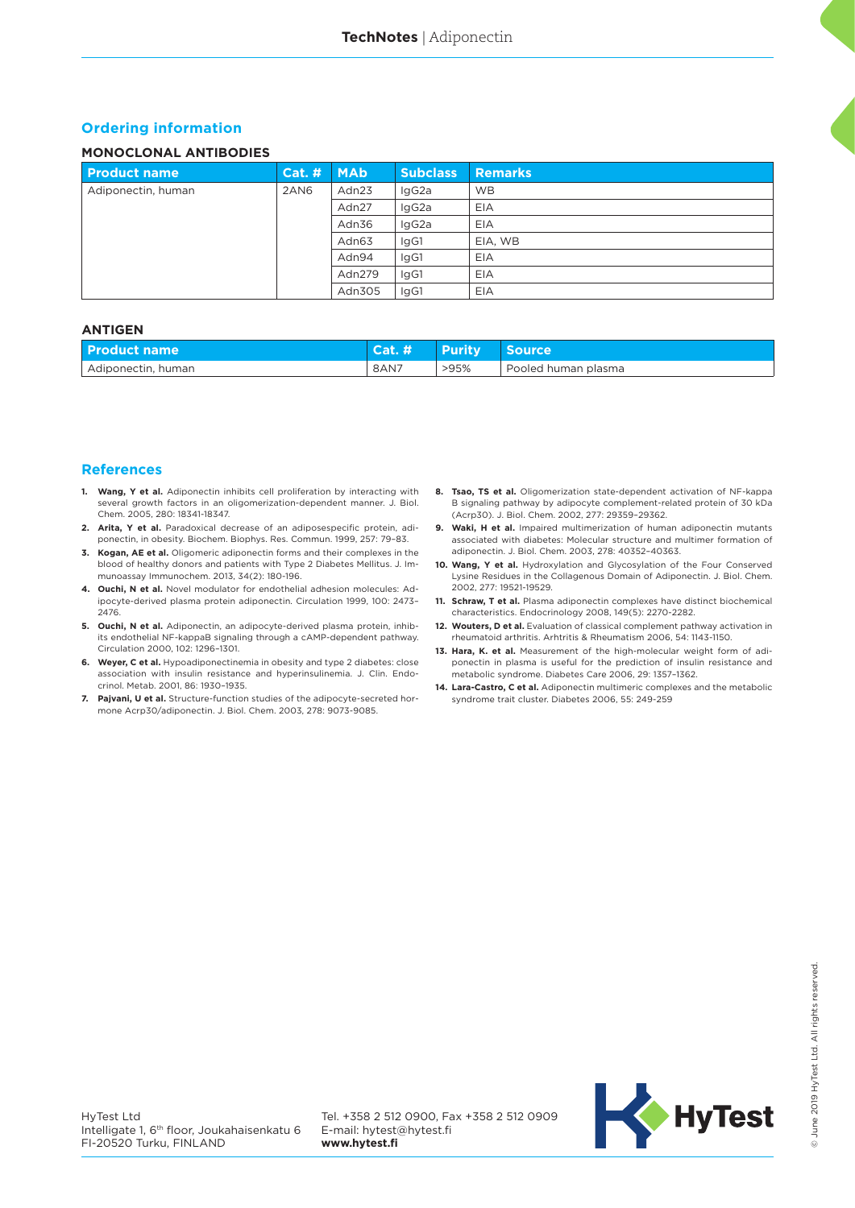## Ordering information

### MONOCLONAL ANTIBODIES

| Product name | Cat. # | MAb | Subclass | Remarks |
|---|---|---|---|---|
| Adiponectin, human | 2AN6 | Adn23 | IgG2a | WB |
| | | Adn27 | IgG2a | EIA |
| | | Adn36 | IgG2a | EIA |
| | | Adn63 | IgG1 | EIA, WB |
| | | Adn94 | IgG1 | EIA |
| | | Adn279 | IgG1 | EIA |
| | | Adn305 | IgG1 | EIA |

### ANTIGEN

| Product name | Cat. # | Purity | Source |
|---|---|---|---|
| Adiponectin, human | 8AN7 | >95% | Pooled human plasma |

## References

1. **Wang, Y et al.** Adiponectin inhibits cell proliferation by interacting with several growth factors in an oligomerization-dependent manner. J. Biol. Chem. 2005, 280: 18341-18347.
2. **Arita, Y et al.** Paradoxical decrease of an adiposespecific protein, adiponectin, in obesity. Biochem. Biophys. Res. Commun. 1999, 257: 79–83.
3. **Kogan, AE et al.** Oligomeric adiponectin forms and their complexes in the blood of healthy donors and patients with Type 2 Diabetes Mellitus. J. Immunoassay Immunochem. 2013, 34(2): 180-196.
4. **Ouchi, N et al.** Novel modulator for endothelial adhesion molecules: Adipocyte-derived plasma protein adiponectin. Circulation 1999, 100: 2473–2476.
5. **Ouchi, N et al.** Adiponectin, an adipocyte-derived plasma protein, inhibits endothelial NF-kappaB signaling through a cAMP-dependent pathway. Circulation 2000, 102: 1296–1301.
6. **Weyer, C et al.** Hypoadiponectinemia in obesity and type 2 diabetes: close association with insulin resistance and hyperinsulinemia. J. Clin. Endocrinol. Metab. 2001, 86: 1930–1935.
7. **Pajvani, U et al.** Structure-function studies of the adipocyte-secreted hormone Acrp30/adiponectin. J. Biol. Chem. 2003, 278: 9073-9085.
8. **Tsao, TS et al.** Oligomerization state-dependent activation of NF-kappa B signaling pathway by adipocyte complement-related protein of 30 kDa (Acrp30). J. Biol. Chem. 2002, 277: 29359–29362.
9. **Waki, H et al.** Impaired multimerization of human adiponectin mutants associated with diabetes: Molecular structure and multimer formation of adiponectin. J. Biol. Chem. 2003, 278: 40352–40363.
10. **Wang, Y et al.** Hydroxylation and Glycosylation of the Four Conserved Lysine Residues in the Collagenous Domain of Adiponectin. J. Biol. Chem. 2002, 277: 19521-19529.
11. **Schraw, T et al.** Plasma adiponectin complexes have distinct biochemical characteristics. Endocrinology 2008, 149(5): 2270-2282.
12. **Wouters, D et al.** Evaluation of classical complement pathway activation in rheumatoid arthritis. Arhtritis & Rheumatism 2006, 54: 1143-1150.
13. **Hara, K. et al.** Measurement of the high-molecular weight form of adiponectin in plasma is useful for the prediction of insulin resistance and metabolic syndrome. Diabetes Care 2006, 29: 1357–1362.
14. **Lara-Castro, C et al.** Adiponectin multimeric complexes and the metabolic syndrome trait cluster. Diabetes 2006, 55: 249-259

HyTest Ltd
Intelligate 1, 6th floor, Joukahaisenkatu 6
FI-20520 Turku, FINLAND

Tel. +358 2 512 0900, Fax +358 2 512 0909
E-mail: hytest@hytest.fi
**www.hytest.fi**

© June 2019 HyTest Ltd. All rights reserved.